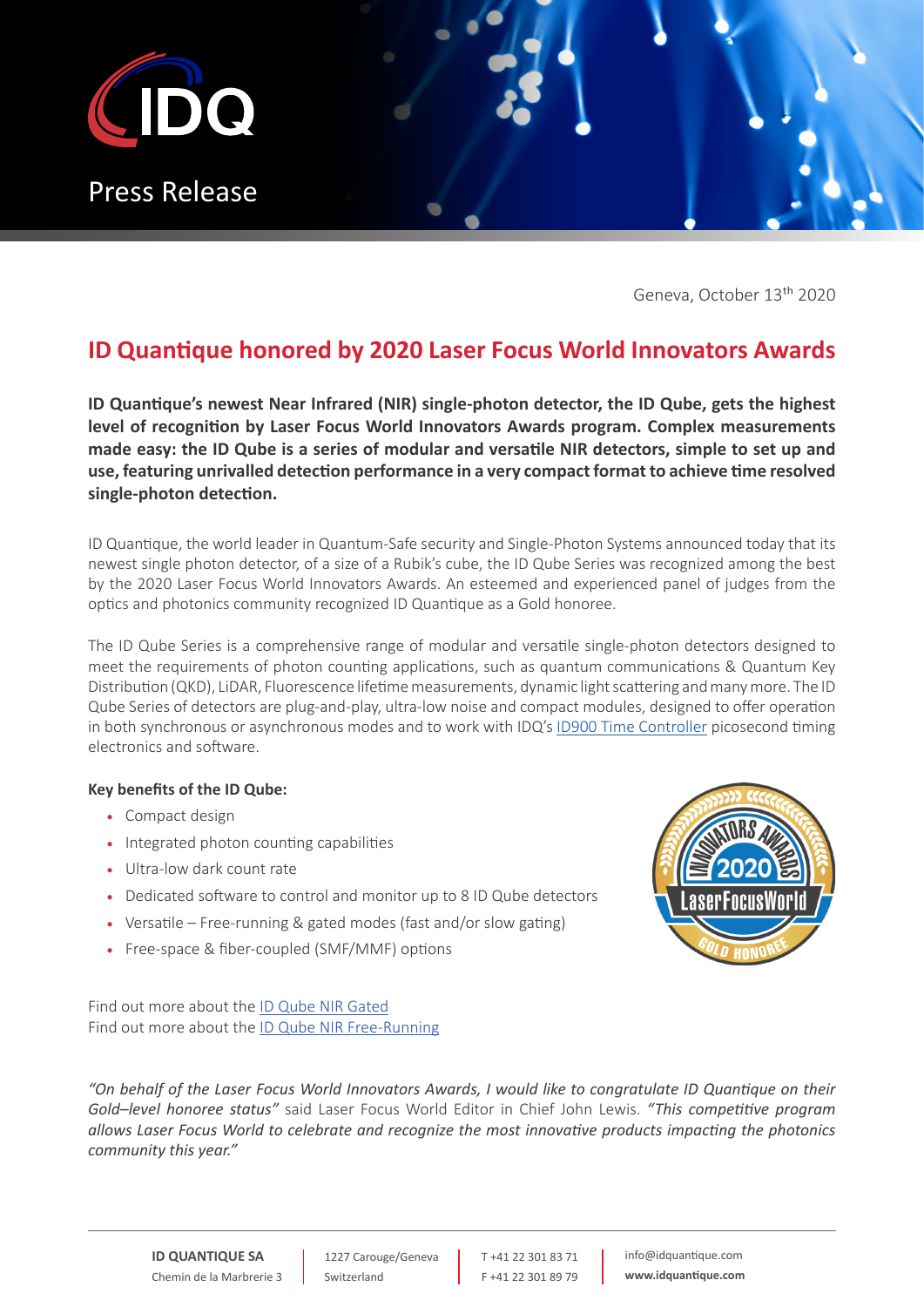Press Release

Geneva, October 13th 2020

# ID Quantique honored by 2020 Laser Focus World Innovators Awards

**ID Quantique's newest Near Infrared (NIR) single-photon detector, the ID Qube, gets the highest level of recognition by Laser Focus World Innovators Awards program. Complex measurements made easy: the ID Qube is a series of modular and versatile NIR detectors, simple to set up and use, featuring unrivalled detection performance in a very compact format to achieve time resolved single-photon detection.**

ID Quantique, the world leader in Quantum-Safe security and Single-Photon Systems announced today that its newest single photon detector, of a size of a Rubik's cube, the ID Qube Series was recognized among the best by the 2020 Laser Focus World Innovators Awards. An esteemed and experienced panel of judges from the optics and photonics community recognized ID Quantique as a Gold honoree.

The ID Qube Series is a comprehensive range of modular and versatile single-photon detectors designed to meet the requirements of photon counting applications, such as quantum communications & Quantum Key Distribution (QKD), LiDAR, Fluorescence lifetime measurements, dynamic light scattering and many more. The ID Qube Series of detectors are plug-and-play, ultra-low noise and compact modules, designed to offer operation in both synchronous or asynchronous modes and to work with IDQ's ID900 Time Controller picosecond timing electronics and software.

**Key benefits of the ID Qube:**

- Compact design
- Integrated photon counting capabilities
- Ultra-low dark count rate
- Dedicated software to control and monitor up to 8 ID Qube detectors
- Versatile – Free-running & gated modes (fast and/or slow gating)
- Free-space & fiber-coupled (SMF/MMF) options

Find out more about the ID Qube NIR Gated
Find out more about the ID Qube NIR Free-Running

*"On behalf of the Laser Focus World Innovators Awards, I would like to congratulate ID Quantique on their Gold–level honoree status"* said Laser Focus World Editor in Chief John Lewis. *"This competitive program allows Laser Focus World to celebrate and recognize the most innovative products impacting the photonics community this year."*

**ID QUANTIQUE SA** Chemin de la Marbrerie 3 | 1227 Carouge/Geneva Switzerland | T +41 22 301 83 71 F +41 22 301 89 79 | info@idquantique.com **www.idquantique.com**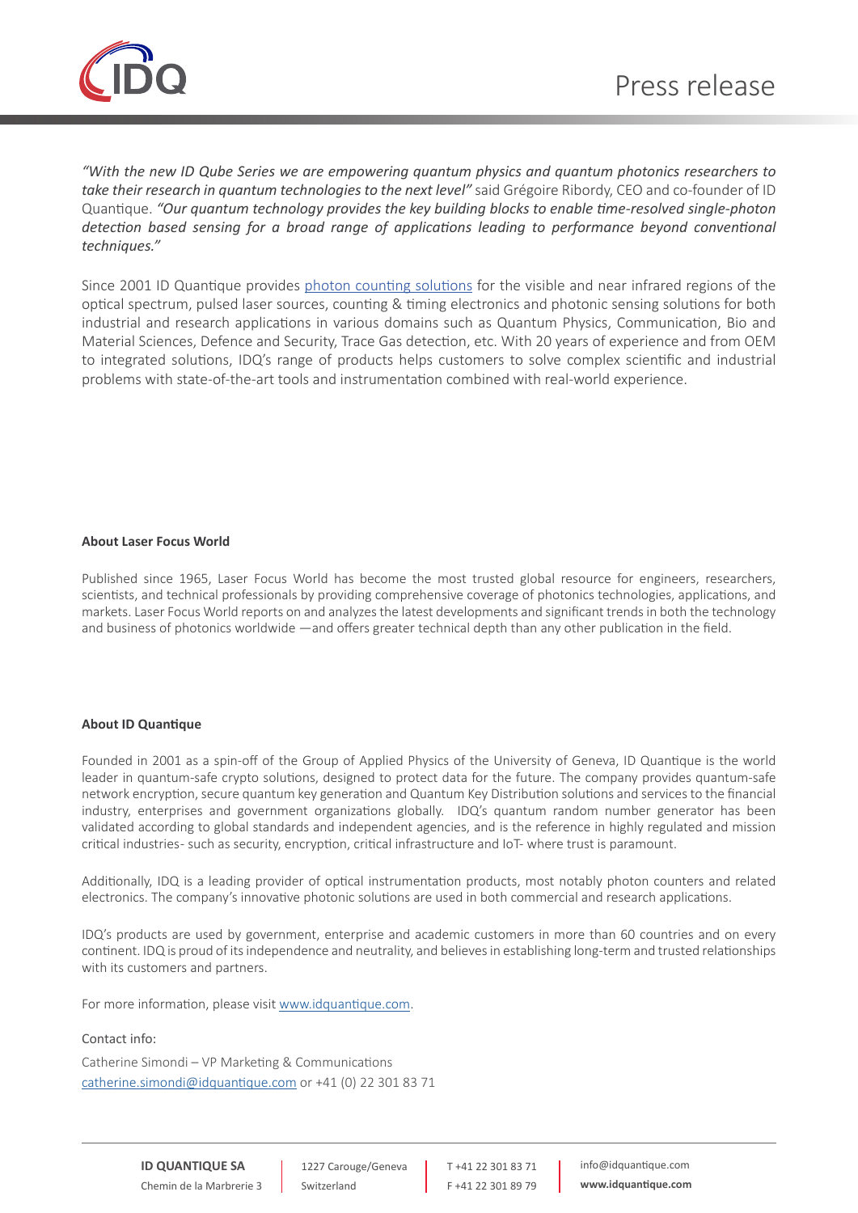*"With the new ID Qube Series we are empowering quantum physics and quantum photonics researchers to take their research in quantum technologies to the next level"* said Grégoire Ribordy, CEO and co-founder of ID Quantique. *"Our quantum technology provides the key building blocks to enable time-resolved single-photon detection based sensing for a broad range of applications leading to performance beyond conventional techniques."*

Since 2001 ID Quantique provides photon counting solutions for the visible and near infrared regions of the optical spectrum, pulsed laser sources, counting & timing electronics and photonic sensing solutions for both industrial and research applications in various domains such as Quantum Physics, Communication, Bio and Material Sciences, Defence and Security, Trace Gas detection, etc. With 20 years of experience and from OEM to integrated solutions, IDQ's range of products helps customers to solve complex scientific and industrial problems with state-of-the-art tools and instrumentation combined with real-world experience.

**About Laser Focus World**

Published since 1965, Laser Focus World has become the most trusted global resource for engineers, researchers, scientists, and technical professionals by providing comprehensive coverage of photonics technologies, applications, and markets. Laser Focus World reports on and analyzes the latest developments and significant trends in both the technology and business of photonics worldwide —and offers greater technical depth than any other publication in the field.

**About ID Quantique**

Founded in 2001 as a spin-off of the Group of Applied Physics of the University of Geneva, ID Quantique is the world leader in quantum-safe crypto solutions, designed to protect data for the future. The company provides quantum-safe network encryption, secure quantum key generation and Quantum Key Distribution solutions and services to the financial industry, enterprises and government organizations globally. IDQ's quantum random number generator has been validated according to global standards and independent agencies, and is the reference in highly regulated and mission critical industries- such as security, encryption, critical infrastructure and IoT- where trust is paramount.

Additionally, IDQ is a leading provider of optical instrumentation products, most notably photon counters and related electronics. The company's innovative photonic solutions are used in both commercial and research applications.

IDQ's products are used by government, enterprise and academic customers in more than 60 countries and on every continent. IDQ is proud of its independence and neutrality, and believes in establishing long-term and trusted relationships with its customers and partners.

For more information, please visit www.idquantique.com.

Contact info:

Catherine Simondi – VP Marketing & Communications
catherine.simondi@idquantique.com or +41 (0) 22 301 83 71